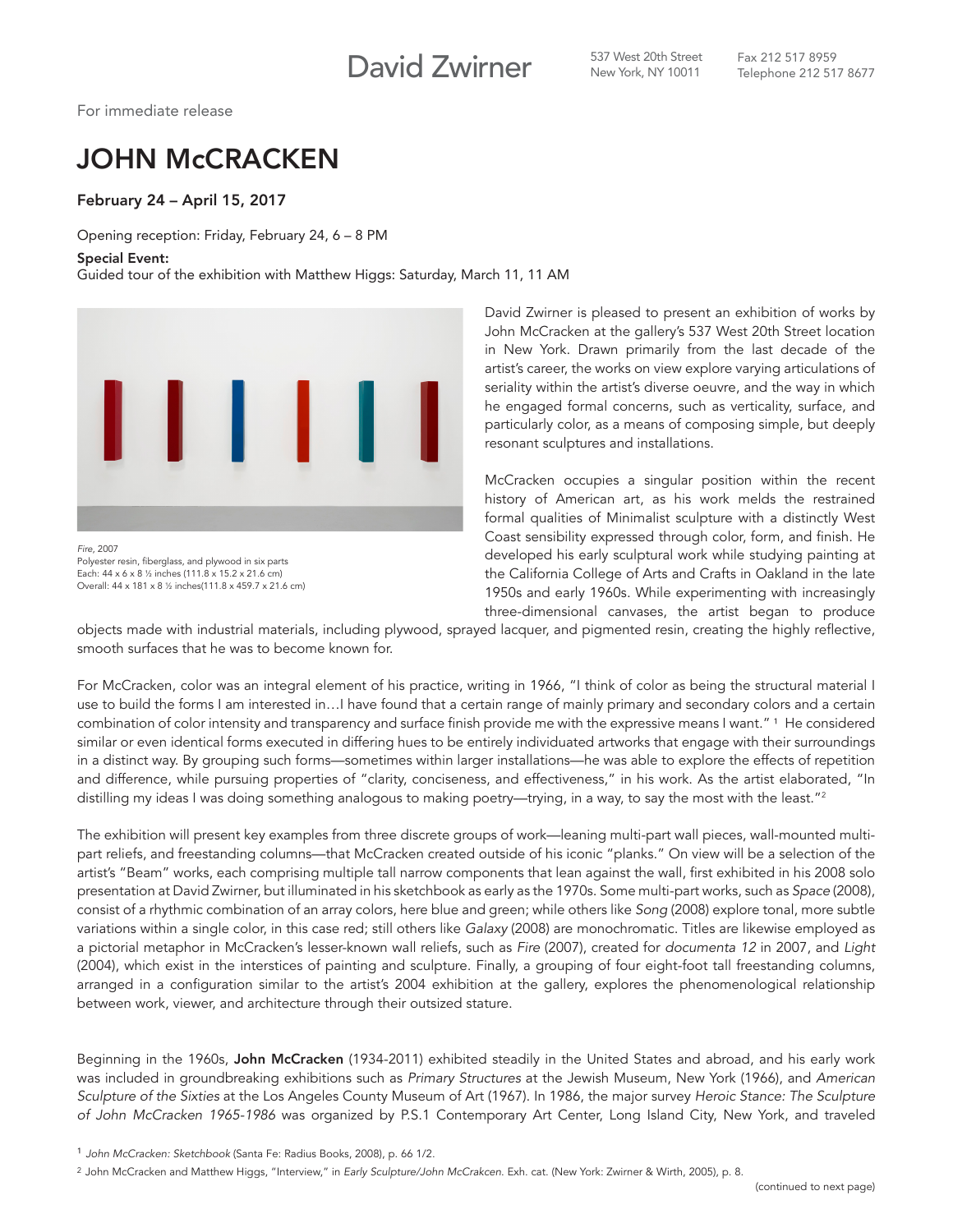David Zwirner

537 West 20th Street
New York, NY 10011

Fax 212 517 8959
Telephone 212 517 8677

For immediate release

# JOHN McCRACKEN

**February 24 – April 15, 2017**

Opening reception: Friday, February 24, 6 – 8 PM

**Special Event:**
Guided tour of the exhibition with Matthew Higgs: Saturday, March 11, 11 AM

*Fire*, 2007
Polyester resin, fiberglass, and plywood in six parts
Each: 44 x 6 x 8 ½ inches (111.8 x 15.2 x 21.6 cm)
Overall: 44 x 181 x 8 ½ inches(111.8 x 459.7 x 21.6 cm)

David Zwirner is pleased to present an exhibition of works by John McCracken at the gallery's 537 West 20th Street location in New York. Drawn primarily from the last decade of the artist's career, the works on view explore varying articulations of seriality within the artist's diverse oeuvre, and the way in which he engaged formal concerns, such as verticality, surface, and particularly color, as a means of composing simple, but deeply resonant sculptures and installations.

McCracken occupies a singular position within the recent history of American art, as his work melds the restrained formal qualities of Minimalist sculpture with a distinctly West Coast sensibility expressed through color, form, and finish. He developed his early sculptural work while studying painting at the California College of Arts and Crafts in Oakland in the late 1950s and early 1960s. While experimenting with increasingly three-dimensional canvases, the artist began to produce objects made with industrial materials, including plywood, sprayed lacquer, and pigmented resin, creating the highly reflective, smooth surfaces that he was to become known for.

For McCracken, color was an integral element of his practice, writing in 1966, "I think of color as being the structural material I use to build the forms I am interested in…I have found that a certain range of mainly primary and secondary colors and a certain combination of color intensity and transparency and surface finish provide me with the expressive means I want." [1] He considered similar or even identical forms executed in differing hues to be entirely individuated artworks that engage with their surroundings in a distinct way. By grouping such forms—sometimes within larger installations—he was able to explore the effects of repetition and difference, while pursuing properties of "clarity, conciseness, and effectiveness," in his work. As the artist elaborated, "In distilling my ideas I was doing something analogous to making poetry—trying, in a way, to say the most with the least."[2]

The exhibition will present key examples from three discrete groups of work—leaning multi-part wall pieces, wall-mounted multi-part reliefs, and freestanding columns—that McCracken created outside of his iconic "planks." On view will be a selection of the artist's "Beam" works, each comprising multiple tall narrow components that lean against the wall, first exhibited in his 2008 solo presentation at David Zwirner, but illuminated in his sketchbook as early as the 1970s. Some multi-part works, such as *Space* (2008), consist of a rhythmic combination of an array colors, here blue and green; while others like *Song* (2008) explore tonal, more subtle variations within a single color, in this case red; still others like *Galaxy* (2008) are monochromatic. Titles are likewise employed as a pictorial metaphor in McCracken's lesser-known wall reliefs, such as *Fire* (2007), created for *documenta 12* in 2007, and *Light* (2004), which exist in the interstices of painting and sculpture. Finally, a grouping of four eight-foot tall freestanding columns, arranged in a configuration similar to the artist's 2004 exhibition at the gallery, explores the phenomenological relationship between work, viewer, and architecture through their outsized stature.

Beginning in the 1960s, **John McCracken** (1934-2011) exhibited steadily in the United States and abroad, and his early work was included in groundbreaking exhibitions such as *Primary Structures* at the Jewish Museum, New York (1966), and *American Sculpture of the Sixties* at the Los Angeles County Museum of Art (1967). In 1986, the major survey *Heroic Stance: The Sculpture of John McCracken 1965-1986* was organized by P.S.1 Contemporary Art Center, Long Island City, New York, and traveled

[1] *John McCracken: Sketchbook* (Santa Fe: Radius Books, 2008), p. 66 1/2.

[2] John McCracken and Matthew Higgs, "Interview," in *Early Sculpture/John McCrakcen*. Exh. cat. (New York: Zwirner & Wirth, 2005), p. 8.

(continued to next page)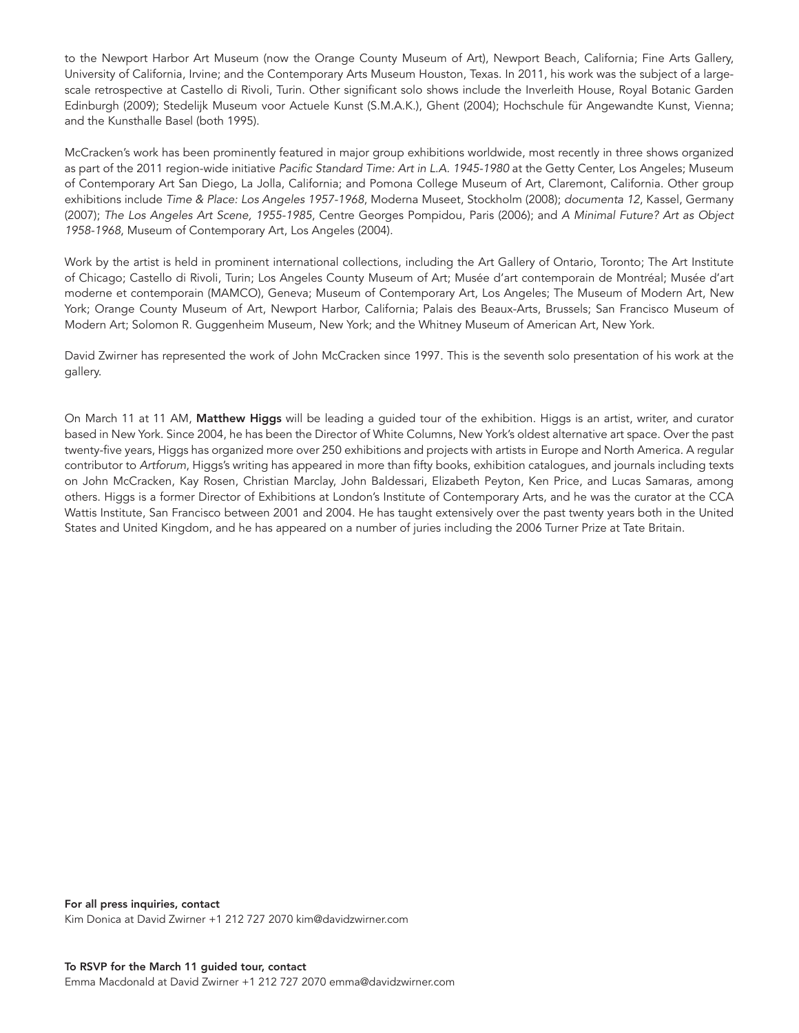to the Newport Harbor Art Museum (now the Orange County Museum of Art), Newport Beach, California; Fine Arts Gallery, University of California, Irvine; and the Contemporary Arts Museum Houston, Texas. In 2011, his work was the subject of a large-scale retrospective at Castello di Rivoli, Turin. Other significant solo shows include the Inverleith House, Royal Botanic Garden Edinburgh (2009); Stedelijk Museum voor Actuele Kunst (S.M.A.K.), Ghent (2004); Hochschule für Angewandte Kunst, Vienna; and the Kunsthalle Basel (both 1995).

McCracken's work has been prominently featured in major group exhibitions worldwide, most recently in three shows organized as part of the 2011 region-wide initiative *Pacific Standard Time: Art in L.A. 1945-1980* at the Getty Center, Los Angeles; Museum of Contemporary Art San Diego, La Jolla, California; and Pomona College Museum of Art, Claremont, California. Other group exhibitions include *Time & Place: Los Angeles 1957-1968*, Moderna Museet, Stockholm (2008); *documenta 12*, Kassel, Germany (2007); *The Los Angeles Art Scene, 1955-1985*, Centre Georges Pompidou, Paris (2006); and *A Minimal Future? Art as Object 1958-1968*, Museum of Contemporary Art, Los Angeles (2004).

Work by the artist is held in prominent international collections, including the Art Gallery of Ontario, Toronto; The Art Institute of Chicago; Castello di Rivoli, Turin; Los Angeles County Museum of Art; Musée d'art contemporain de Montréal; Musée d'art moderne et contemporain (MAMCO), Geneva; Museum of Contemporary Art, Los Angeles; The Museum of Modern Art, New York; Orange County Museum of Art, Newport Harbor, California; Palais des Beaux-Arts, Brussels; San Francisco Museum of Modern Art; Solomon R. Guggenheim Museum, New York; and the Whitney Museum of American Art, New York.

David Zwirner has represented the work of John McCracken since 1997. This is the seventh solo presentation of his work at the gallery.

On March 11 at 11 AM, **Matthew Higgs** will be leading a guided tour of the exhibition. Higgs is an artist, writer, and curator based in New York. Since 2004, he has been the Director of White Columns, New York's oldest alternative art space. Over the past twenty-five years, Higgs has organized more over 250 exhibitions and projects with artists in Europe and North America. A regular contributor to *Artforum*, Higgs's writing has appeared in more than fifty books, exhibition catalogues, and journals including texts on John McCracken, Kay Rosen, Christian Marclay, John Baldessari, Elizabeth Peyton, Ken Price, and Lucas Samaras, among others. Higgs is a former Director of Exhibitions at London's Institute of Contemporary Arts, and he was the curator at the CCA Wattis Institute, San Francisco between 2001 and 2004. He has taught extensively over the past twenty years both in the United States and United Kingdom, and he has appeared on a number of juries including the 2006 Turner Prize at Tate Britain.

**For all press inquiries, contact**
Kim Donica at David Zwirner +1 212 727 2070 kim@davidzwirner.com

**To RSVP for the March 11 guided tour, contact**
Emma Macdonald at David Zwirner +1 212 727 2070 emma@davidzwirner.com